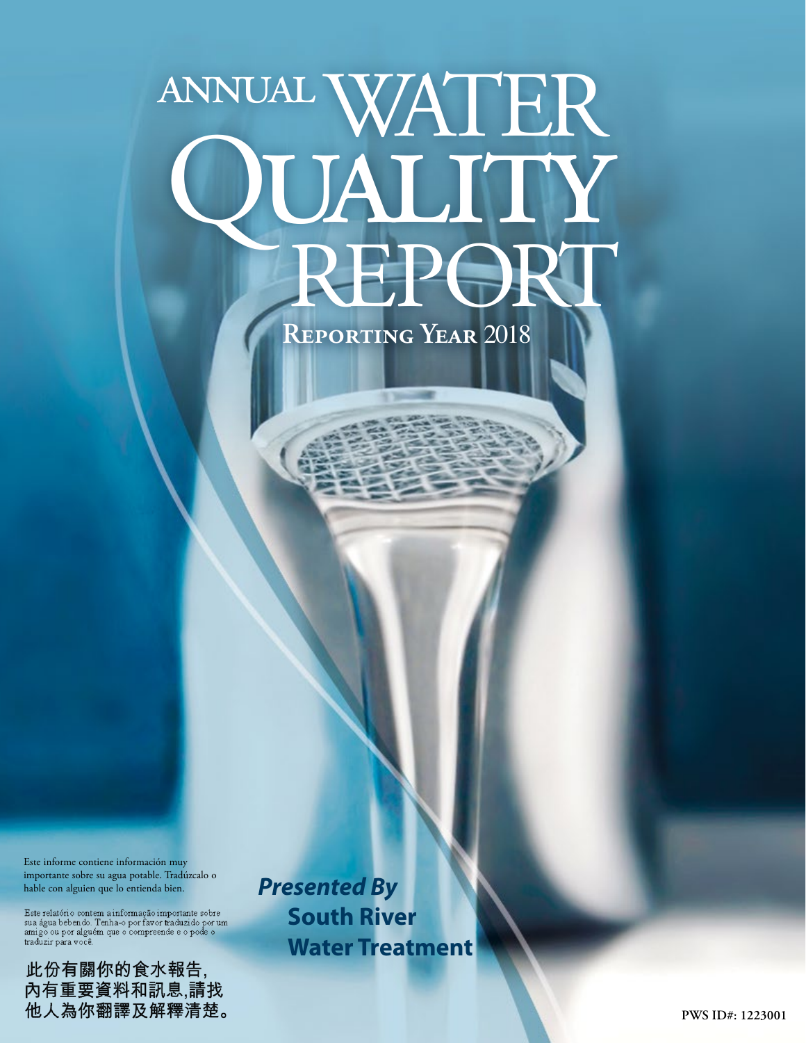# ANNUAL WATER QUALITY REPORT

## Reporting Year 2018

Este informe contiene información muy importante sobre su agua potable. Tradúzcalo o hable con alguien que lo entienda bien.

Este relatório contem a informação importante sobre sua água bebendo. Tenha-o por favor traduzido por um amigo ou por alguém que o compreende e o pode o traduzir para você.

此份有關你的食水報告,
內有重要資料和訊息,請找
他人為你翻譯及解釋清楚。

***Presented By***
**South River Water Treatment**

**PWS ID#: 1223001**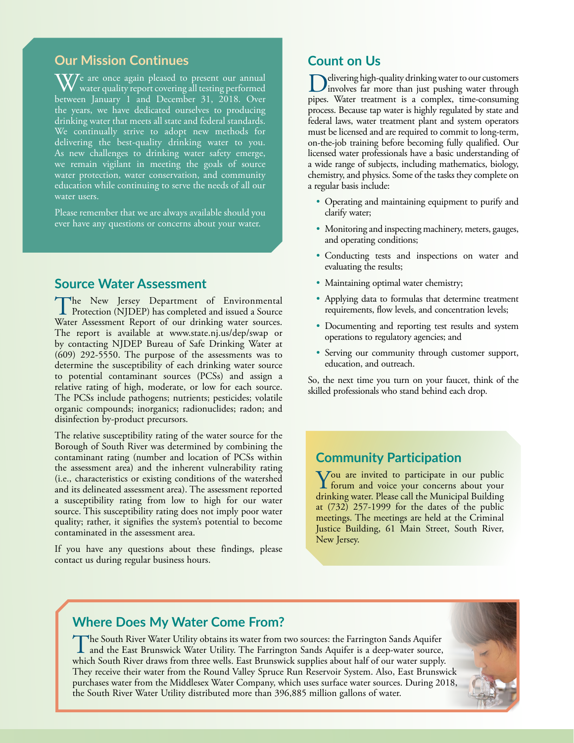## Our Mission Continues

We are once again pleased to present our annual water quality report covering all testing performed between January 1 and December 31, 2018. Over the years, we have dedicated ourselves to producing drinking water that meets all state and federal standards. We continually strive to adopt new methods for delivering the best-quality drinking water to you. As new challenges to drinking water safety emerge, we remain vigilant in meeting the goals of source water protection, water conservation, and community education while continuing to serve the needs of all our water users.

Please remember that we are always available should you ever have any questions or concerns about your water.

## Source Water Assessment

The New Jersey Department of Environmental Protection (NJDEP) has completed and issued a Source Water Assessment Report of our drinking water sources. The report is available at www.state.nj.us/dep/swap or by contacting NJDEP Bureau of Safe Drinking Water at (609) 292-5550. The purpose of the assessments was to determine the susceptibility of each drinking water source to potential contaminant sources (PCSs) and assign a relative rating of high, moderate, or low for each source. The PCSs include pathogens; nutrients; pesticides; volatile organic compounds; inorganics; radionuclides; radon; and disinfection by-product precursors.

The relative susceptibility rating of the water source for the Borough of South River was determined by combining the contaminant rating (number and location of PCSs within the assessment area) and the inherent vulnerability rating (i.e., characteristics or existing conditions of the watershed and its delineated assessment area). The assessment reported a susceptibility rating from low to high for our water source. This susceptibility rating does not imply poor water quality; rather, it signifies the system's potential to become contaminated in the assessment area.

If you have any questions about these findings, please contact us during regular business hours.

## Count on Us

Delivering high-quality drinking water to our customers involves far more than just pushing water through pipes. Water treatment is a complex, time-consuming process. Because tap water is highly regulated by state and federal laws, water treatment plant and system operators must be licensed and are required to commit to long-term, on-the-job training before becoming fully qualified. Our licensed water professionals have a basic understanding of a wide range of subjects, including mathematics, biology, chemistry, and physics. Some of the tasks they complete on a regular basis include:

- Operating and maintaining equipment to purify and clarify water;
- Monitoring and inspecting machinery, meters, gauges, and operating conditions;
- Conducting tests and inspections on water and evaluating the results;
- Maintaining optimal water chemistry;
- Applying data to formulas that determine treatment requirements, flow levels, and concentration levels;
- Documenting and reporting test results and system operations to regulatory agencies; and
- Serving our community through customer support, education, and outreach.

So, the next time you turn on your faucet, think of the skilled professionals who stand behind each drop.

## Community Participation

You are invited to participate in our public forum and voice your concerns about your drinking water. Please call the Municipal Building at (732) 257-1999 for the dates of the public meetings. The meetings are held at the Criminal Justice Building, 61 Main Street, South River, New Jersey.

## Where Does My Water Come From?

The South River Water Utility obtains its water from two sources: the Farrington Sands Aquifer and the East Brunswick Water Utility. The Farrington Sands Aquifer is a deep-water source, which South River draws from three wells. East Brunswick supplies about half of our water supply. They receive their water from the Round Valley Spruce Run Reservoir System. Also, East Brunswick purchases water from the Middlesex Water Company, which uses surface water sources. During 2018, the South River Water Utility distributed more than 396,885 million gallons of water.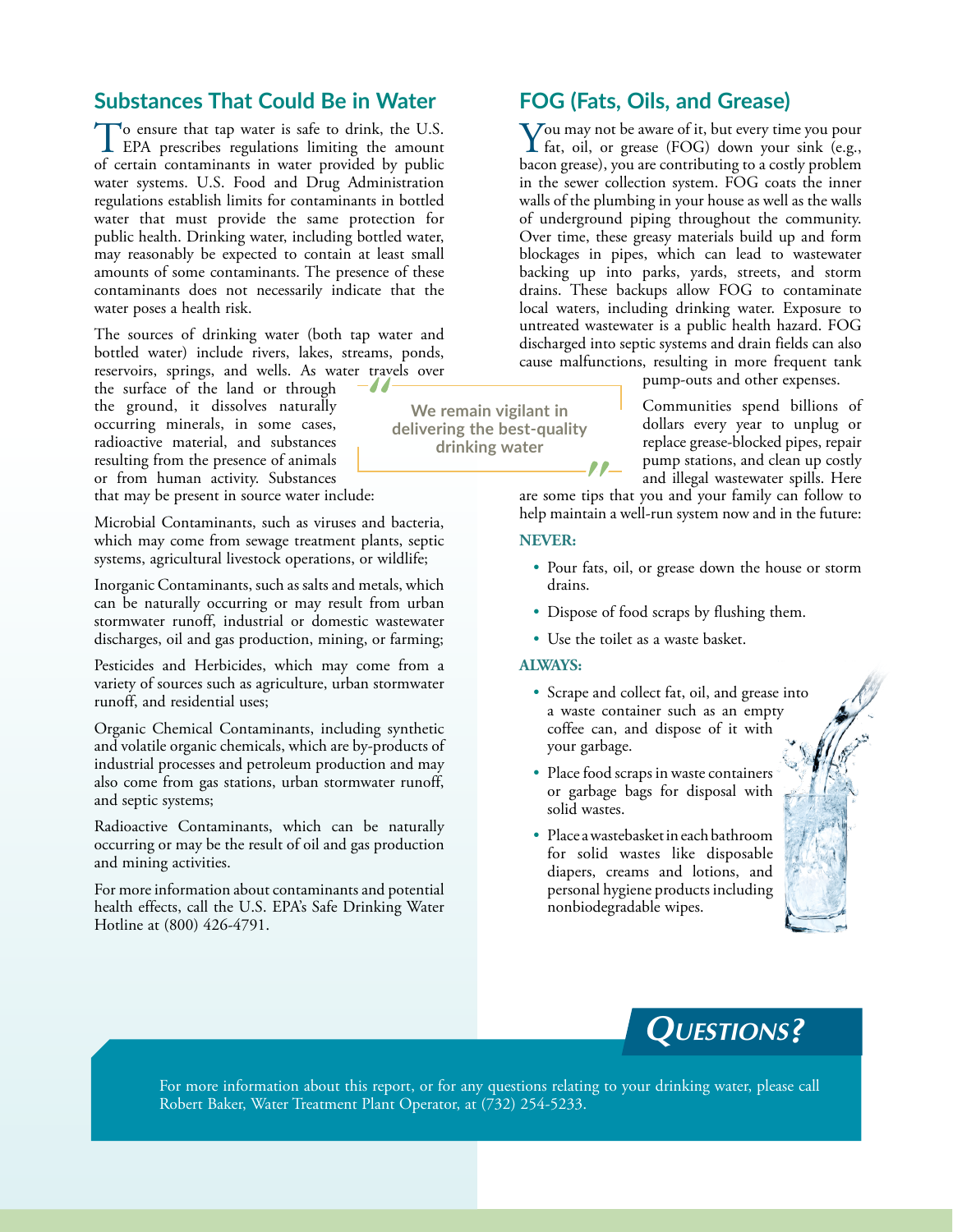## Substances That Could Be in Water

To ensure that tap water is safe to drink, the U.S. EPA prescribes regulations limiting the amount of certain contaminants in water provided by public water systems. U.S. Food and Drug Administration regulations establish limits for contaminants in bottled water that must provide the same protection for public health. Drinking water, including bottled water, may reasonably be expected to contain at least small amounts of some contaminants. The presence of these contaminants does not necessarily indicate that the water poses a health risk.

The sources of drinking water (both tap water and bottled water) include rivers, lakes, streams, ponds, reservoirs, springs, and wells. As water travels over the surface of the land or through the ground, it dissolves naturally occurring minerals, in some cases, radioactive material, and substances resulting from the presence of animals or from human activity. Substances that may be present in source water include:

> We remain vigilant in delivering the best-quality drinking water

Microbial Contaminants, such as viruses and bacteria, which may come from sewage treatment plants, septic systems, agricultural livestock operations, or wildlife;

Inorganic Contaminants, such as salts and metals, which can be naturally occurring or may result from urban stormwater runoff, industrial or domestic wastewater discharges, oil and gas production, mining, or farming;

Pesticides and Herbicides, which may come from a variety of sources such as agriculture, urban stormwater runoff, and residential uses;

Organic Chemical Contaminants, including synthetic and volatile organic chemicals, which are by-products of industrial processes and petroleum production and may also come from gas stations, urban stormwater runoff, and septic systems;

Radioactive Contaminants, which can be naturally occurring or may be the result of oil and gas production and mining activities.

For more information about contaminants and potential health effects, call the U.S. EPA's Safe Drinking Water Hotline at (800) 426-4791.

## FOG (Fats, Oils, and Grease)

You may not be aware of it, but every time you pour fat, oil, or grease (FOG) down your sink (e.g., bacon grease), you are contributing to a costly problem in the sewer collection system. FOG coats the inner walls of the plumbing in your house as well as the walls of underground piping throughout the community. Over time, these greasy materials build up and form blockages in pipes, which can lead to wastewater backing up into parks, yards, streets, and storm drains. These backups allow FOG to contaminate local waters, including drinking water. Exposure to untreated wastewater is a public health hazard. FOG discharged into septic systems and drain fields can also cause malfunctions, resulting in more frequent tank pump-outs and other expenses.

Communities spend billions of dollars every year to unplug or replace grease-blocked pipes, repair pump stations, and clean up costly and illegal wastewater spills. Here are some tips that you and your family can follow to help maintain a well-run system now and in the future:

**NEVER:**

- Pour fats, oil, or grease down the house or storm drains.
- Dispose of food scraps by flushing them.
- Use the toilet as a waste basket.

**ALWAYS:**

- Scrape and collect fat, oil, and grease into a waste container such as an empty coffee can, and dispose of it with your garbage.
- Place food scraps in waste containers or garbage bags for disposal with solid wastes.
- Place a wastebasket in each bathroom for solid wastes like disposable diapers, creams and lotions, and personal hygiene products including nonbiodegradable wipes.

## Questions?

For more information about this report, or for any questions relating to your drinking water, please call Robert Baker, Water Treatment Plant Operator, at (732) 254-5233.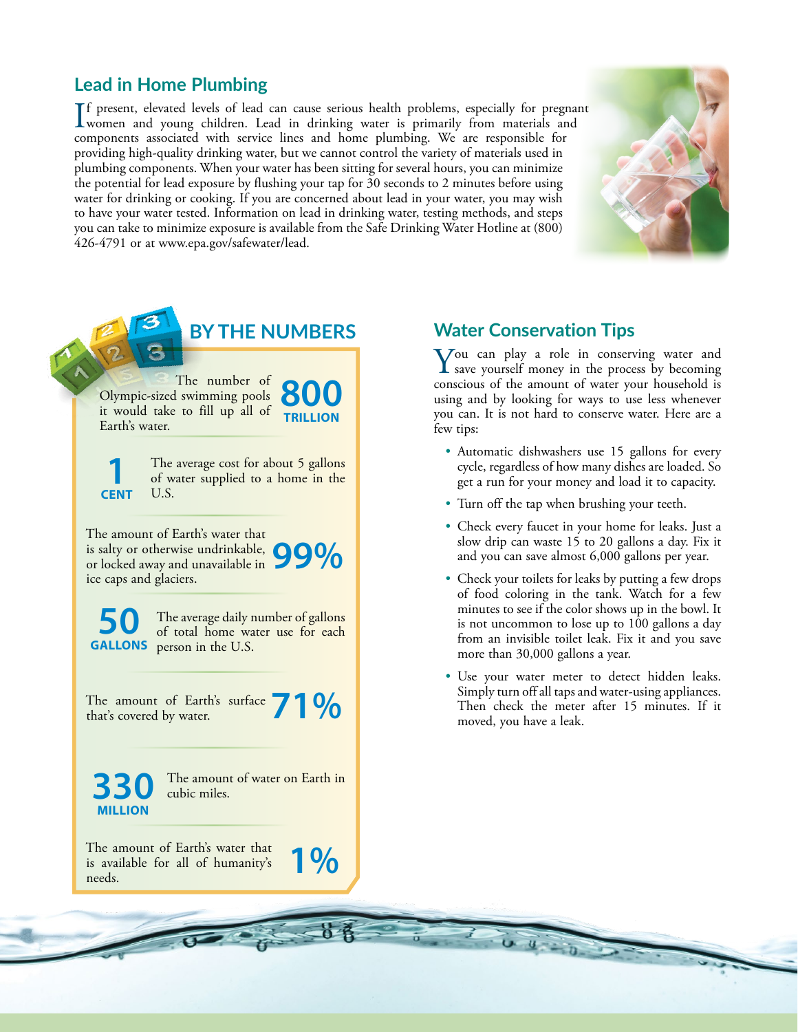## Lead in Home Plumbing

If present, elevated levels of lead can cause serious health problems, especially for pregnant women and young children. Lead in drinking water is primarily from materials and components associated with service lines and home plumbing. We are responsible for providing high-quality drinking water, but we cannot control the variety of materials used in plumbing components. When your water has been sitting for several hours, you can minimize the potential for lead exposure by flushing your tap for 30 seconds to 2 minutes before using water for drinking or cooking. If you are concerned about lead in your water, you may wish to have your water tested. Information on lead in drinking water, testing methods, and steps you can take to minimize exposure is available from the Safe Drinking Water Hotline at (800) 426-4791 or at www.epa.gov/safewater/lead.

## BY THE NUMBERS

**800 TRILLION** — The number of Olympic-sized swimming pools it would take to fill up all of Earth's water.

**1 CENT** — The average cost for about 5 gallons of water supplied to a home in the U.S.

**99%** — The amount of Earth's water that is salty or otherwise undrinkable, or locked away and unavailable in ice caps and glaciers.

**50 GALLONS** — The average daily number of gallons of total home water use for each person in the U.S.

**71%** — The amount of Earth's surface that's covered by water.

**330 MILLION** — The amount of water on Earth in cubic miles.

**1%** — The amount of Earth's water that is available for all of humanity's needs.

## Water Conservation Tips

You can play a role in conserving water and save yourself money in the process by becoming conscious of the amount of water your household is using and by looking for ways to use less whenever you can. It is not hard to conserve water. Here are a few tips:

- Automatic dishwashers use 15 gallons for every cycle, regardless of how many dishes are loaded. So get a run for your money and load it to capacity.
- Turn off the tap when brushing your teeth.
- Check every faucet in your home for leaks. Just a slow drip can waste 15 to 20 gallons a day. Fix it and you can save almost 6,000 gallons per year.
- Check your toilets for leaks by putting a few drops of food coloring in the tank. Watch for a few minutes to see if the color shows up in the bowl. It is not uncommon to lose up to 100 gallons a day from an invisible toilet leak. Fix it and you save more than 30,000 gallons a year.
- Use your water meter to detect hidden leaks. Simply turn off all taps and water-using appliances. Then check the meter after 15 minutes. If it moved, you have a leak.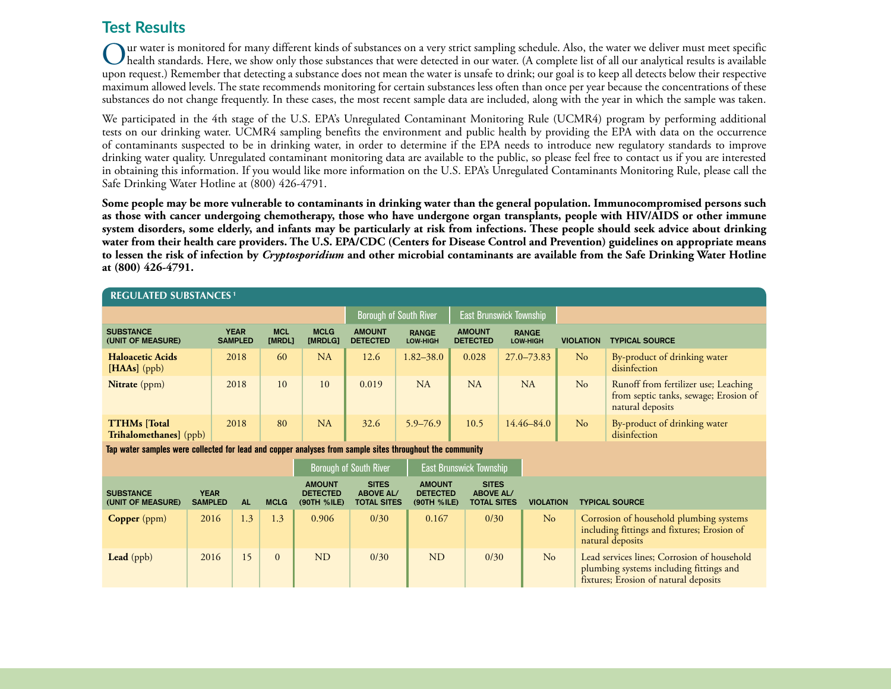## Test Results

Our water is monitored for many different kinds of substances on a very strict sampling schedule. Also, the water we deliver must meet specific health standards. Here, we show only those substances that were detected in our water. (A complete list of all our analytical results is available upon request.) Remember that detecting a substance does not mean the water is unsafe to drink; our goal is to keep all detects below their respective maximum allowed levels. The state recommends monitoring for certain substances less often than once per year because the concentrations of these substances do not change frequently. In these cases, the most recent sample data are included, along with the year in which the sample was taken.

We participated in the 4th stage of the U.S. EPA's Unregulated Contaminant Monitoring Rule (UCMR4) program by performing additional tests on our drinking water. UCMR4 sampling benefits the environment and public health by providing the EPA with data on the occurrence of contaminants suspected to be in drinking water, in order to determine if the EPA needs to introduce new regulatory standards to improve drinking water quality. Unregulated contaminant monitoring data are available to the public, so please feel free to contact us if you are interested in obtaining this information. If you would like more information on the U.S. EPA's Unregulated Contaminants Monitoring Rule, please call the Safe Drinking Water Hotline at (800) 426-4791.

**Some people may be more vulnerable to contaminants in drinking water than the general population. Immunocompromised persons such as those with cancer undergoing chemotherapy, those who have undergone organ transplants, people with HIV/AIDS or other immune system disorders, some elderly, and infants may be particularly at risk from infections. These people should seek advice about drinking water from their health care providers. The U.S. EPA/CDC (Centers for Disease Control and Prevention) guidelines on appropriate means to lessen the risk of infection by *Cryptosporidium* and other microbial contaminants are available from the Safe Drinking Water Hotline at (800) 426-4791.**

### REGULATED SUBSTANCES [1]

| | | | | Borough of South River | | East Brunswick Township | | | |
|---|---|---|---|---|---|---|---|---|---|
| SUBSTANCE (UNIT OF MEASURE) | YEAR SAMPLED | MCL [MRDL] | MCLG [MRDLG] | AMOUNT DETECTED | RANGE LOW-HIGH | AMOUNT DETECTED | RANGE LOW-HIGH | VIOLATION | TYPICAL SOURCE |
| **Haloacetic Acids [HAAs]** (ppb) | 2018 | 60 | NA | 12.6 | 1.82–38.0 | 0.028 | 27.0–73.83 | No | By-product of drinking water disinfection |
| **Nitrate** (ppm) | 2018 | 10 | 10 | 0.019 | NA | NA | NA | No | Runoff from fertilizer use; Leaching from septic tanks, sewage; Erosion of natural deposits |
| **TTHMs [Total Trihalomethanes]** (ppb) | 2018 | 80 | NA | 32.6 | 5.9–76.9 | 10.5 | 14.46–84.0 | No | By-product of drinking water disinfection |

**Tap water samples were collected for lead and copper analyses from sample sites throughout the community**

| | | | | Borough of South River | | East Brunswick Township | | | |
|---|---|---|---|---|---|---|---|---|---|
| SUBSTANCE (UNIT OF MEASURE) | YEAR SAMPLED | AL | MCLG | AMOUNT DETECTED (90TH %ILE) | SITES ABOVE AL/ TOTAL SITES | AMOUNT DETECTED (90TH %ILE) | SITES ABOVE AL/ TOTAL SITES | VIOLATION | TYPICAL SOURCE |
| **Copper** (ppm) | 2016 | 1.3 | 1.3 | 0.906 | 0/30 | 0.167 | 0/30 | No | Corrosion of household plumbing systems including fittings and fixtures; Erosion of natural deposits |
| **Lead** (ppb) | 2016 | 15 | 0 | ND | 0/30 | ND | 0/30 | No | Lead services lines; Corrosion of household plumbing systems including fittings and fixtures; Erosion of natural deposits |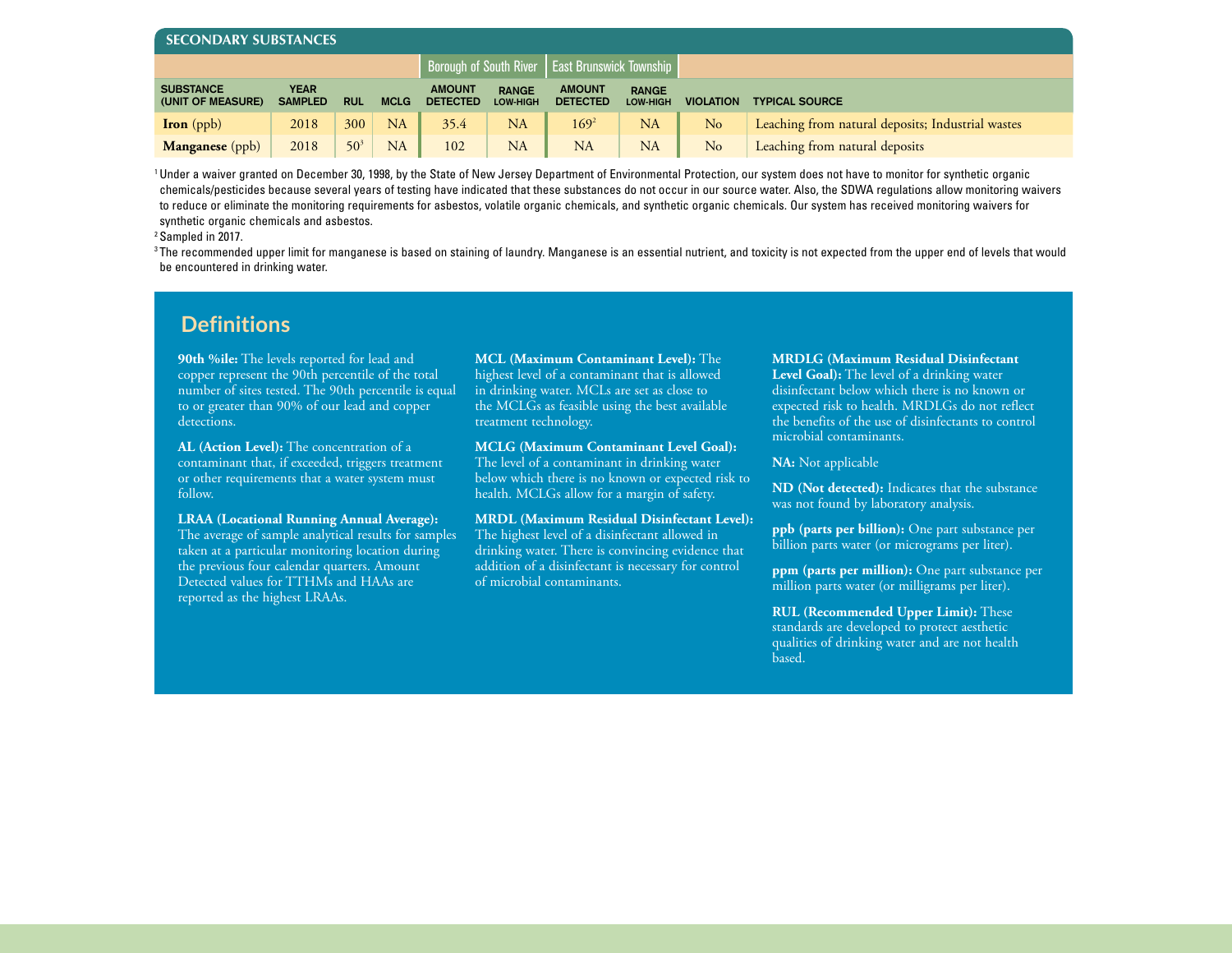## SECONDARY SUBSTANCES

| | | | | Borough of South River | | East Brunswick Township | | | |
|---|---|---|---|---|---|---|---|---|---|
| SUBSTANCE (UNIT OF MEASURE) | YEAR SAMPLED | RUL | MCLG | AMOUNT DETECTED | RANGE LOW-HIGH | AMOUNT DETECTED | RANGE LOW-HIGH | VIOLATION | TYPICAL SOURCE |
| **Iron** (ppb) | 2018 | 300 | NA | 35.4 | NA | 169[2] | NA | No | Leaching from natural deposits; Industrial wastes |
| **Manganese** (ppb) | 2018 | 50[3] | NA | 102 | NA | NA | NA | No | Leaching from natural deposits |

[1] Under a waiver granted on December 30, 1998, by the State of New Jersey Department of Environmental Protection, our system does not have to monitor for synthetic organic chemicals/pesticides because several years of testing have indicated that these substances do not occur in our source water. Also, the SDWA regulations allow monitoring waivers to reduce or eliminate the monitoring requirements for asbestos, volatile organic chemicals, and synthetic organic chemicals. Our system has received monitoring waivers for synthetic organic chemicals and asbestos.

[2] Sampled in 2017.

[3] The recommended upper limit for manganese is based on staining of laundry. Manganese is an essential nutrient, and toxicity is not expected from the upper end of levels that would be encountered in drinking water.

## Definitions

**90th %ile:** The levels reported for lead and copper represent the 90th percentile of the total number of sites tested. The 90th percentile is equal to or greater than 90% of our lead and copper detections.

**AL (Action Level):** The concentration of a contaminant that, if exceeded, triggers treatment or other requirements that a water system must follow.

**LRAA (Locational Running Annual Average):** The average of sample analytical results for samples taken at a particular monitoring location during the previous four calendar quarters. Amount Detected values for TTHMs and HAAs are reported as the highest LRAAs.

**MCL (Maximum Contaminant Level):** The highest level of a contaminant that is allowed in drinking water. MCLs are set as close to the MCLGs as feasible using the best available treatment technology.

**MCLG (Maximum Contaminant Level Goal):** The level of a contaminant in drinking water below which there is no known or expected risk to health. MCLGs allow for a margin of safety.

**MRDL (Maximum Residual Disinfectant Level):** The highest level of a disinfectant allowed in drinking water. There is convincing evidence that addition of a disinfectant is necessary for control of microbial contaminants.

**MRDLG (Maximum Residual Disinfectant Level Goal):** The level of a drinking water disinfectant below which there is no known or expected risk to health. MRDLGs do not reflect the benefits of the use of disinfectants to control microbial contaminants.

**NA:** Not applicable

**ND (Not detected):** Indicates that the substance was not found by laboratory analysis.

**ppb (parts per billion):** One part substance per billion parts water (or micrograms per liter).

**ppm (parts per million):** One part substance per million parts water (or milligrams per liter).

**RUL (Recommended Upper Limit):** These standards are developed to protect aesthetic qualities of drinking water and are not health based.